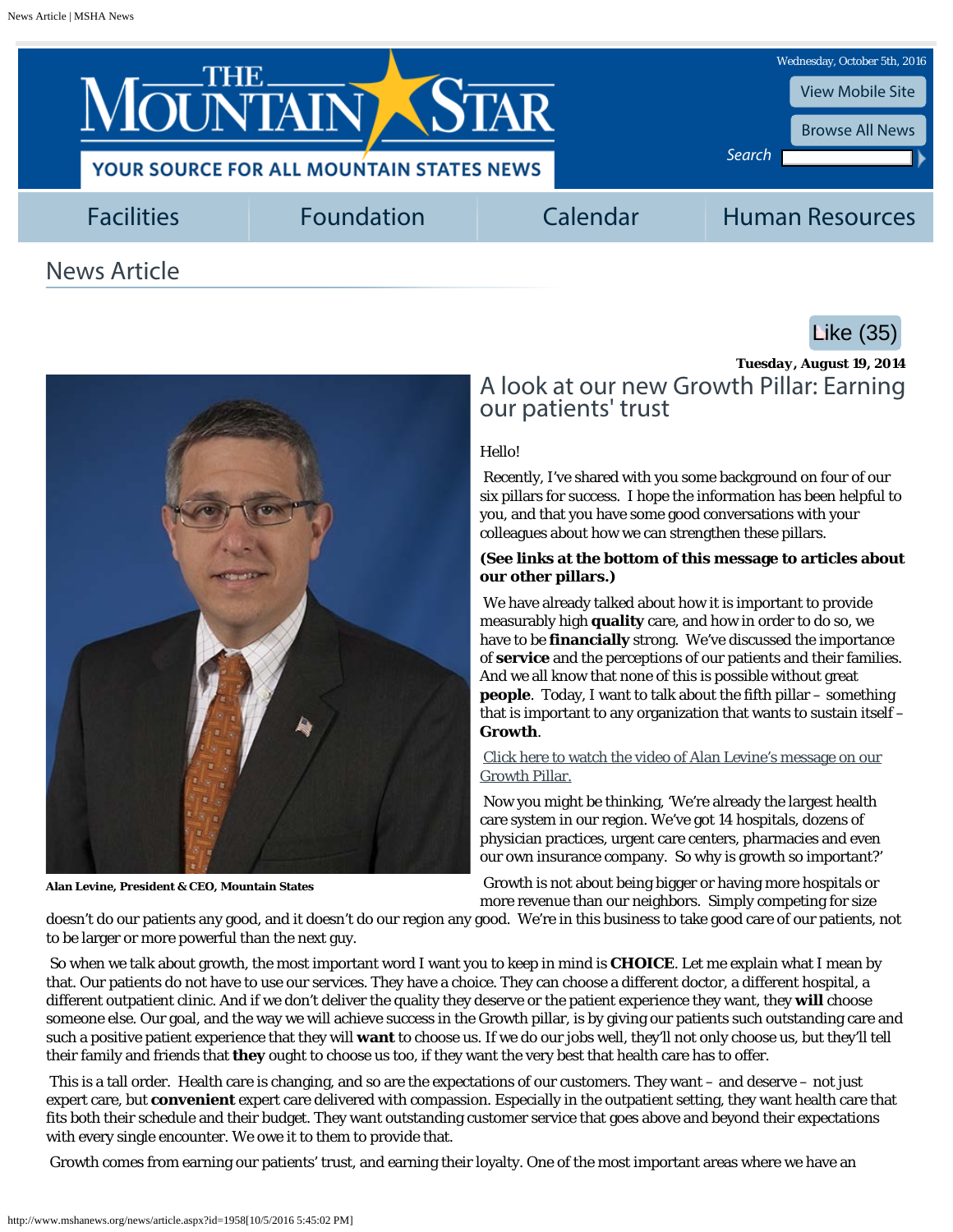# The Mountain Star

YOUR SOURCE FOR ALL MOUNTAIN STATES NEWS

Wednesday, October 5th, 2016

View Mobile Site

Browse All News

Search

Facilities | Foundation | Calendar | Human Resources

## News Article

Like (35)

**Tuesday, August 19, 2014**

## A look at our new Growth Pillar: Earning our patients' trust

**Alan Levine, President & CEO, Mountain States**

Hello!

Recently, I've shared with you some background on four of our six pillars for success. I hope the information has been helpful to you, and that you have some good conversations with your colleagues about how we can strengthen these pillars.

**(See links at the bottom of this message to articles about our other pillars.)**

We have already talked about how it is important to provide measurably high **quality** care, and how in order to do so, we have to be **financially** strong. We've discussed the importance of **service** and the perceptions of our patients and their families. And we all know that none of this is possible without great **people**. Today, I want to talk about the fifth pillar – something that is important to any organization that wants to sustain itself – **Growth**.

Click here to watch the video of Alan Levine's message on our Growth Pillar.

Now you might be thinking, 'We're already the largest health care system in our region. We've got 14 hospitals, dozens of physician practices, urgent care centers, pharmacies and even our own insurance company. So why is growth so important?'

Growth is not about being bigger or having more hospitals or more revenue than our neighbors. Simply competing for size doesn't do our patients any good, and it doesn't do our region any good. We're in this business to take good care of our patients, not to be larger or more powerful than the next guy.

So when we talk about growth, the most important word I want you to keep in mind is **CHOICE**. Let me explain what I mean by that. Our patients do not have to use our services. They have a choice. They can choose a different doctor, a different hospital, a different outpatient clinic. And if we don't deliver the quality they deserve or the patient experience they want, they **will** choose someone else. Our goal, and the way we will achieve success in the Growth pillar, is by giving our patients such outstanding care and such a positive patient experience that they will **want** to choose us. If we do our jobs well, they'll not only choose us, but they'll tell their family and friends that **they** ought to choose us too, if they want the very best that health care has to offer.

This is a tall order. Health care is changing, and so are the expectations of our customers. They want – and deserve – not just expert care, but **convenient** expert care delivered with compassion. Especially in the outpatient setting, they want health care that fits both their schedule and their budget. They want outstanding customer service that goes above and beyond their expectations with every single encounter. We owe it to them to provide that.

Growth comes from earning our patients' trust, and earning their loyalty. One of the most important areas where we have an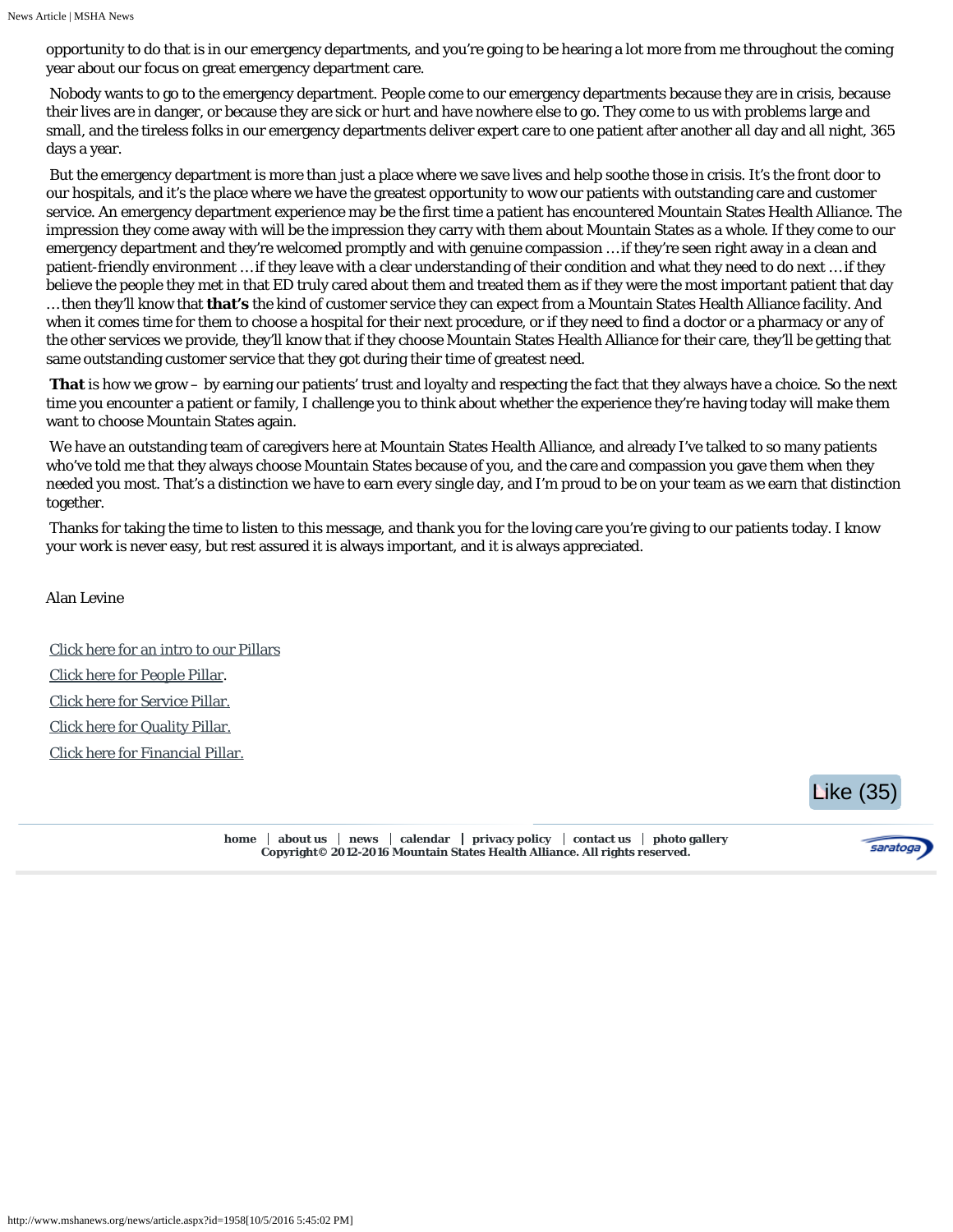opportunity to do that is in our emergency departments, and you're going to be hearing a lot more from me throughout the coming year about our focus on great emergency department care.

Nobody wants to go to the emergency department. People come to our emergency departments because they are in crisis, because their lives are in danger, or because they are sick or hurt and have nowhere else to go. They come to us with problems large and small, and the tireless folks in our emergency departments deliver expert care to one patient after another all day and all night, 365 days a year.

But the emergency department is more than just a place where we save lives and help soothe those in crisis. It's the front door to our hospitals, and it's the place where we have the greatest opportunity to wow our patients with outstanding care and customer service. An emergency department experience may be the first time a patient has encountered Mountain States Health Alliance. The impression they come away with will be the impression they carry with them about Mountain States as a whole. If they come to our emergency department and they're welcomed promptly and with genuine compassion … if they're seen right away in a clean and patient-friendly environment … if they leave with a clear understanding of their condition and what they need to do next … if they believe the people they met in that ED truly cared about them and treated them as if they were the most important patient that day … then they'll know that **that's** the kind of customer service they can expect from a Mountain States Health Alliance facility. And when it comes time for them to choose a hospital for their next procedure, or if they need to find a doctor or a pharmacy or any of the other services we provide, they'll know that if they choose Mountain States Health Alliance for their care, they'll be getting that same outstanding customer service that they got during their time of greatest need.

**That** is how we grow – by earning our patients' trust and loyalty and respecting the fact that they always have a choice. So the next time you encounter a patient or family, I challenge you to think about whether the experience they're having today will make them want to choose Mountain States again.

We have an outstanding team of caregivers here at Mountain States Health Alliance, and already I've talked to so many patients who've told me that they always choose Mountain States because of you, and the care and compassion you gave them when they needed you most. That's a distinction we have to earn every single day, and I'm proud to be on your team as we earn that distinction together.

Thanks for taking the time to listen to this message, and thank you for the loving care you're giving to our patients today. I know your work is never easy, but rest assured it is always important, and it is always appreciated.

Alan Levine

Click here for an intro to our Pillars

Click here for People Pillar.

Click here for Service Pillar.

Click here for Quality Pillar.

Click here for Financial Pillar.

Like (35)

home | about us | news | calendar | privacy policy | contact us | photo gallery

Copyright© 2012-2016 Mountain States Health Alliance. All rights reserved.